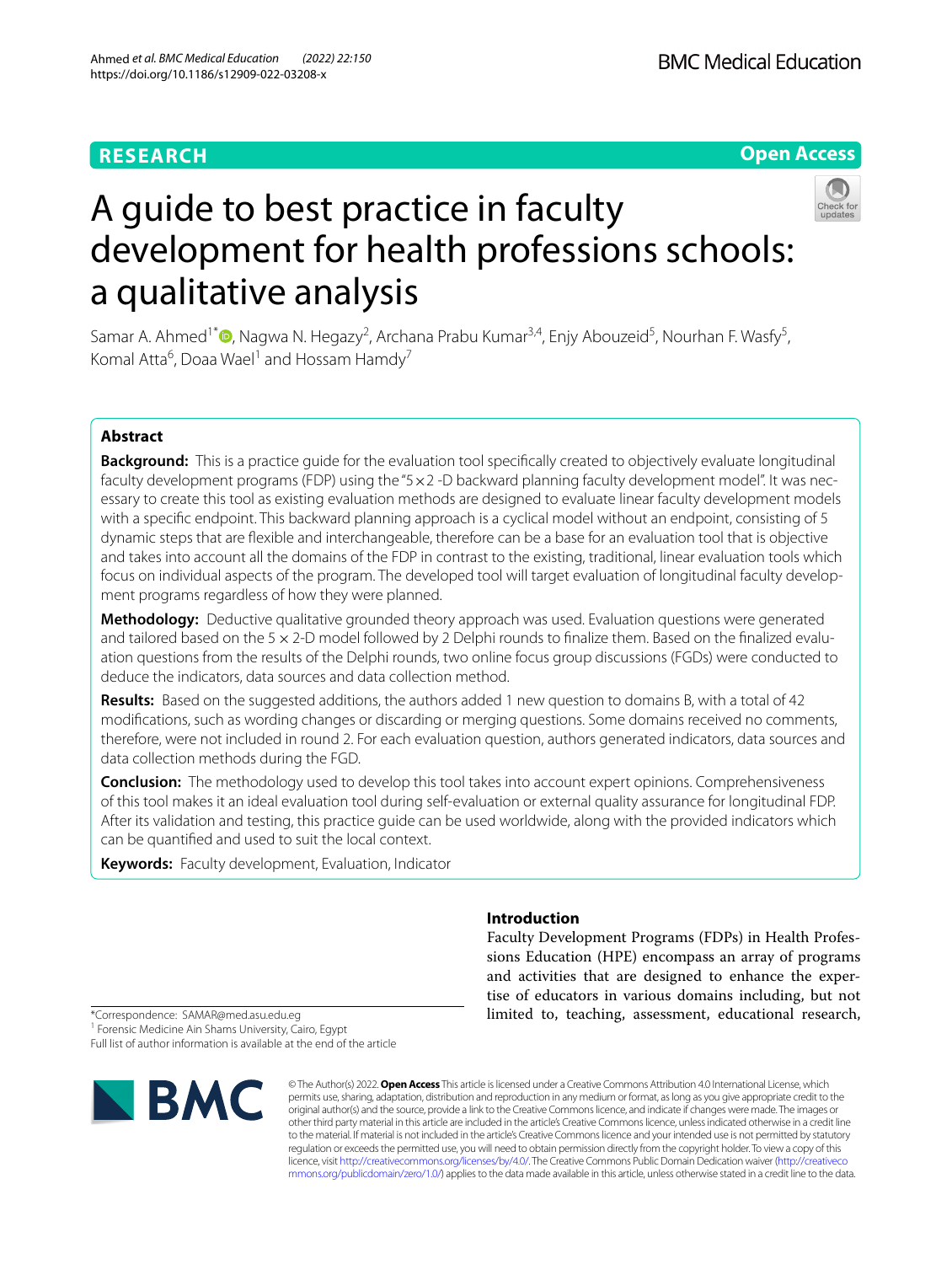RESEARCH

Open Access

# A guide to best practice in faculty development for health professions schools: a qualitative analysis

Samar A. Ahmed[1*], Nagwa N. Hegazy[2], Archana Prabu Kumar[3,4], Enjy Abouzeid[5], Nourhan F. Wasfy[5], Komal Atta[6], Doaa Wael[1] and Hossam Hamdy[7]

## Abstract

**Background:** This is a practice guide for the evaluation tool specifically created to objectively evaluate longitudinal faculty development programs (FDP) using the "5×2 -D backward planning faculty development model". It was necessary to create this tool as existing evaluation methods are designed to evaluate linear faculty development models with a specific endpoint. This backward planning approach is a cyclical model without an endpoint, consisting of 5 dynamic steps that are flexible and interchangeable, therefore can be a base for an evaluation tool that is objective and takes into account all the domains of the FDP in contrast to the existing, traditional, linear evaluation tools which focus on individual aspects of the program. The developed tool will target evaluation of longitudinal faculty development programs regardless of how they were planned.

**Methodology:** Deductive qualitative grounded theory approach was used. Evaluation questions were generated and tailored based on the 5 × 2-D model followed by 2 Delphi rounds to finalize them. Based on the finalized evaluation questions from the results of the Delphi rounds, two online focus group discussions (FGDs) were conducted to deduce the indicators, data sources and data collection method.

**Results:** Based on the suggested additions, the authors added 1 new question to domains B, with a total of 42 modifications, such as wording changes or discarding or merging questions. Some domains received no comments, therefore, were not included in round 2. For each evaluation question, authors generated indicators, data sources and data collection methods during the FGD.

**Conclusion:** The methodology used to develop this tool takes into account expert opinions. Comprehensiveness of this tool makes it an ideal evaluation tool during self-evaluation or external quality assurance for longitudinal FDP. After its validation and testing, this practice guide can be used worldwide, along with the provided indicators which can be quantified and used to suit the local context.

**Keywords:** Faculty development, Evaluation, Indicator

## Introduction

Faculty Development Programs (FDPs) in Health Professions Education (HPE) encompass an array of programs and activities that are designed to enhance the expertise of educators in various domains including, but not limited to, teaching, assessment, educational research,

*Correspondence: SAMAR@med.asu.edu.eg
[1] Forensic Medicine Ain Shams University, Cairo, Egypt
Full list of author information is available at the end of the article

© The Author(s) 2022. **Open Access** This article is licensed under a Creative Commons Attribution 4.0 International License, which permits use, sharing, adaptation, distribution and reproduction in any medium or format, as long as you give appropriate credit to the original author(s) and the source, provide a link to the Creative Commons licence, and indicate if changes were made. The images or other third party material in this article are included in the article's Creative Commons licence, unless indicated otherwise in a credit line to the material. If material is not included in the article's Creative Commons licence and your intended use is not permitted by statutory regulation or exceeds the permitted use, you will need to obtain permission directly from the copyright holder. To view a copy of this licence, visit http://creativecommons.org/licenses/by/4.0/. The Creative Commons Public Domain Dedication waiver (http://creativecommons.org/publicdomain/zero/1.0/) applies to the data made available in this article, unless otherwise stated in a credit line to the data.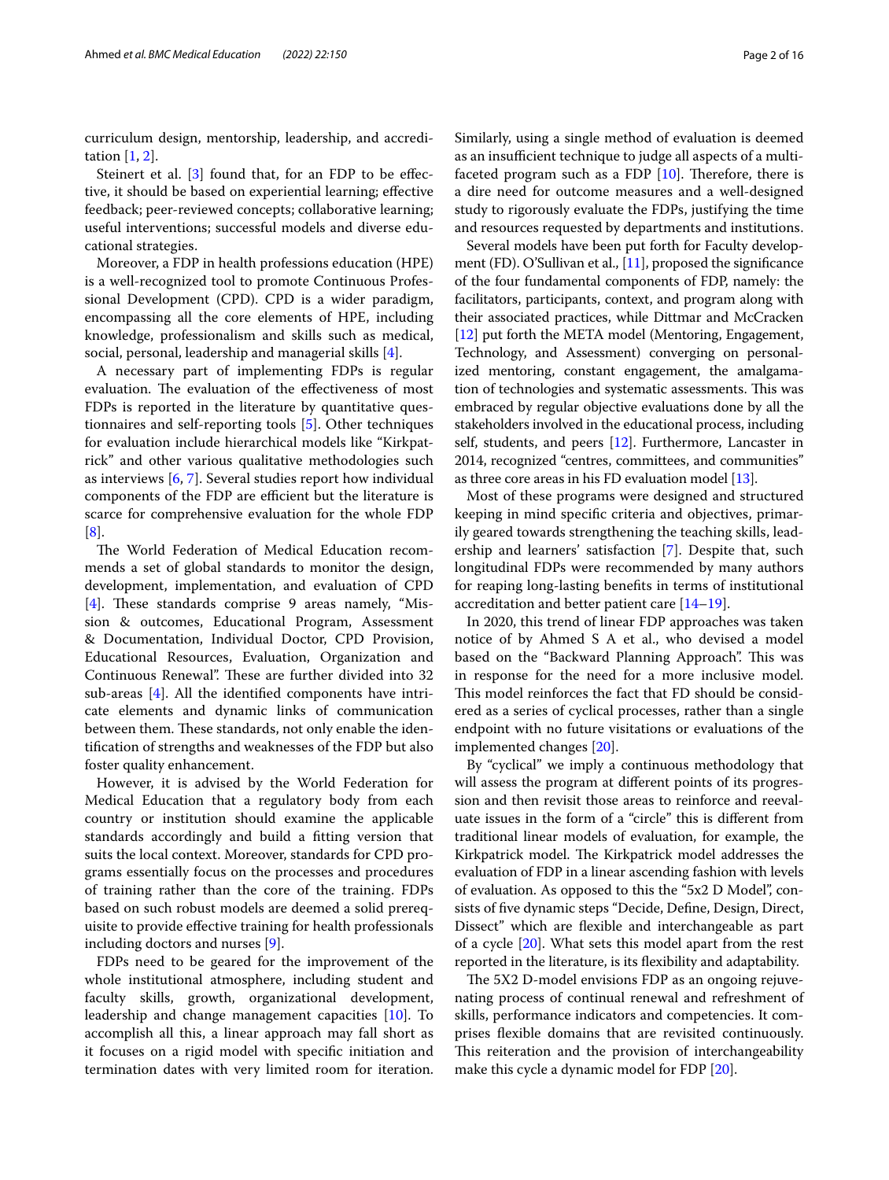curriculum design, mentorship, leadership, and accreditation [1, 2].

Steinert et al. [3] found that, for an FDP to be effective, it should be based on experiential learning; effective feedback; peer-reviewed concepts; collaborative learning; useful interventions; successful models and diverse educational strategies.

Moreover, a FDP in health professions education (HPE) is a well-recognized tool to promote Continuous Professional Development (CPD). CPD is a wider paradigm, encompassing all the core elements of HPE, including knowledge, professionalism and skills such as medical, social, personal, leadership and managerial skills [4].

A necessary part of implementing FDPs is regular evaluation. The evaluation of the effectiveness of most FDPs is reported in the literature by quantitative questionnaires and self-reporting tools [5]. Other techniques for evaluation include hierarchical models like "Kirkpatrick" and other various qualitative methodologies such as interviews [6, 7]. Several studies report how individual components of the FDP are efficient but the literature is scarce for comprehensive evaluation for the whole FDP [8].

The World Federation of Medical Education recommends a set of global standards to monitor the design, development, implementation, and evaluation of CPD [4]. These standards comprise 9 areas namely, "Mission & outcomes, Educational Program, Assessment & Documentation, Individual Doctor, CPD Provision, Educational Resources, Evaluation, Organization and Continuous Renewal". These are further divided into 32 sub-areas [4]. All the identified components have intricate elements and dynamic links of communication between them. These standards, not only enable the identification of strengths and weaknesses of the FDP but also foster quality enhancement.

However, it is advised by the World Federation for Medical Education that a regulatory body from each country or institution should examine the applicable standards accordingly and build a fitting version that suits the local context. Moreover, standards for CPD programs essentially focus on the processes and procedures of training rather than the core of the training. FDPs based on such robust models are deemed a solid prerequisite to provide effective training for health professionals including doctors and nurses [9].

FDPs need to be geared for the improvement of the whole institutional atmosphere, including student and faculty skills, growth, organizational development, leadership and change management capacities [10]. To accomplish all this, a linear approach may fall short as it focuses on a rigid model with specific initiation and termination dates with very limited room for iteration. Similarly, using a single method of evaluation is deemed as an insufficient technique to judge all aspects of a multifaceted program such as a FDP [10]. Therefore, there is a dire need for outcome measures and a well-designed study to rigorously evaluate the FDPs, justifying the time and resources requested by departments and institutions.

Several models have been put forth for Faculty development (FD). O'Sullivan et al., [11], proposed the significance of the four fundamental components of FDP, namely: the facilitators, participants, context, and program along with their associated practices, while Dittmar and McCracken [12] put forth the META model (Mentoring, Engagement, Technology, and Assessment) converging on personalized mentoring, constant engagement, the amalgamation of technologies and systematic assessments. This was embraced by regular objective evaluations done by all the stakeholders involved in the educational process, including self, students, and peers [12]. Furthermore, Lancaster in 2014, recognized "centres, committees, and communities" as three core areas in his FD evaluation model [13].

Most of these programs were designed and structured keeping in mind specific criteria and objectives, primarily geared towards strengthening the teaching skills, leadership and learners' satisfaction [7]. Despite that, such longitudinal FDPs were recommended by many authors for reaping long-lasting benefits in terms of institutional accreditation and better patient care [14–19].

In 2020, this trend of linear FDP approaches was taken notice of by Ahmed S A et al., who devised a model based on the "Backward Planning Approach". This was in response for the need for a more inclusive model. This model reinforces the fact that FD should be considered as a series of cyclical processes, rather than a single endpoint with no future visitations or evaluations of the implemented changes [20].

By "cyclical" we imply a continuous methodology that will assess the program at different points of its progression and then revisit those areas to reinforce and reevaluate issues in the form of a "circle" this is different from traditional linear models of evaluation, for example, the Kirkpatrick model. The Kirkpatrick model addresses the evaluation of FDP in a linear ascending fashion with levels of evaluation. As opposed to this the "5x2 D Model", consists of five dynamic steps "Decide, Define, Design, Direct, Dissect" which are flexible and interchangeable as part of a cycle [20]. What sets this model apart from the rest reported in the literature, is its flexibility and adaptability.

The 5X2 D-model envisions FDP as an ongoing rejuvenating process of continual renewal and refreshment of skills, performance indicators and competencies. It comprises flexible domains that are revisited continuously. This reiteration and the provision of interchangeability make this cycle a dynamic model for FDP [20].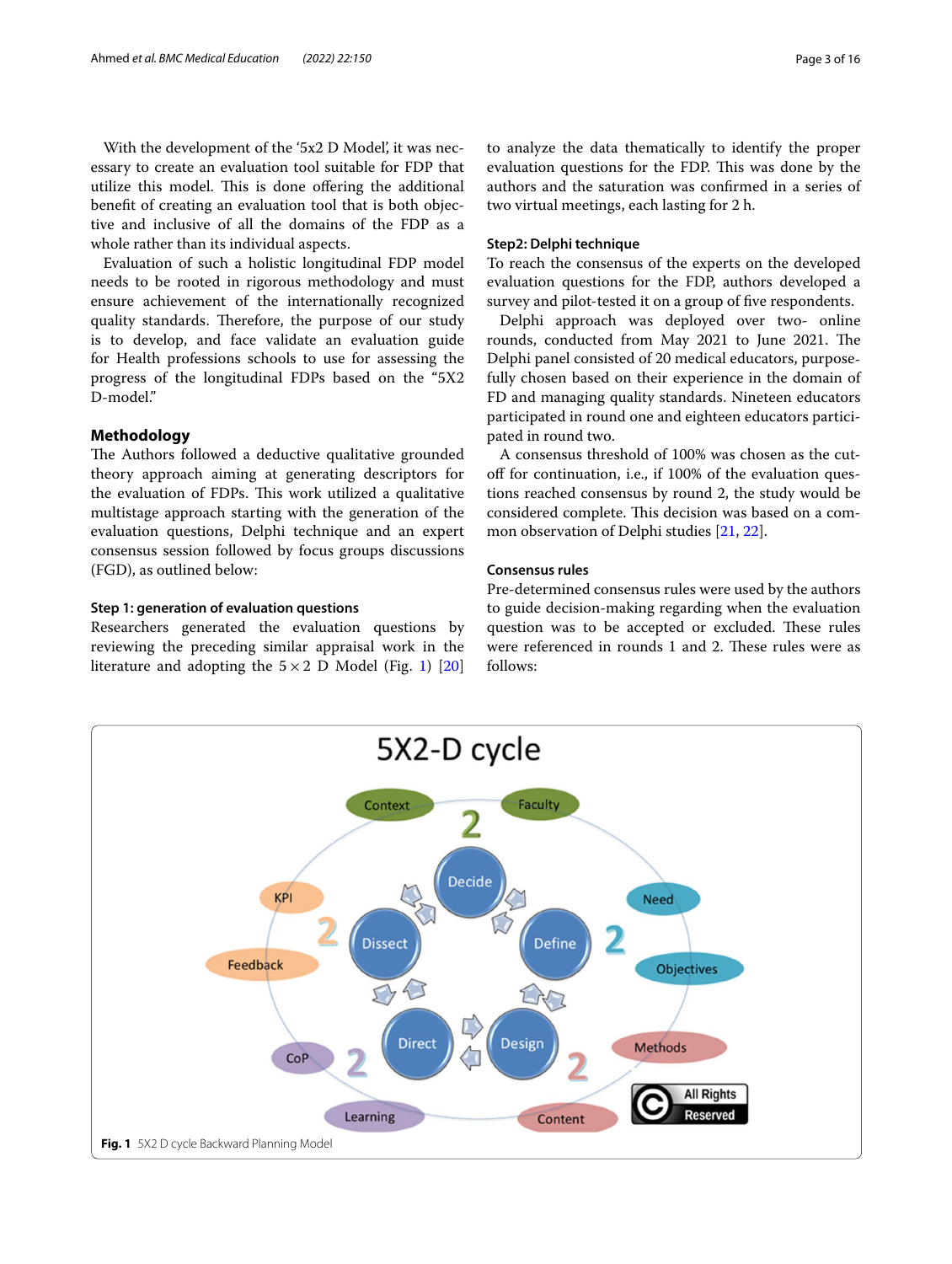With the development of the '5x2 D Model', it was necessary to create an evaluation tool suitable for FDP that utilize this model. This is done offering the additional benefit of creating an evaluation tool that is both objective and inclusive of all the domains of the FDP as a whole rather than its individual aspects.

Evaluation of such a holistic longitudinal FDP model needs to be rooted in rigorous methodology and must ensure achievement of the internationally recognized quality standards. Therefore, the purpose of our study is to develop, and face validate an evaluation guide for Health professions schools to use for assessing the progress of the longitudinal FDPs based on the "5X2 D-model."

## Methodology

The Authors followed a deductive qualitative grounded theory approach aiming at generating descriptors for the evaluation of FDPs. This work utilized a qualitative multistage approach starting with the generation of the evaluation questions, Delphi technique and an expert consensus session followed by focus groups discussions (FGD), as outlined below:

### Step 1: generation of evaluation questions

Researchers generated the evaluation questions by reviewing the preceding similar appraisal work in the literature and adopting the $5 \times 2$ D Model (Fig. 1) [20] to analyze the data thematically to identify the proper evaluation questions for the FDP. This was done by the authors and the saturation was confirmed in a series of two virtual meetings, each lasting for 2 h.

### Step2: Delphi technique

To reach the consensus of the experts on the developed evaluation questions for the FDP, authors developed a survey and pilot-tested it on a group of five respondents.

Delphi approach was deployed over two- online rounds, conducted from May 2021 to June 2021. The Delphi panel consisted of 20 medical educators, purposefully chosen based on their experience in the domain of FD and managing quality standards. Nineteen educators participated in round one and eighteen educators participated in round two.

A consensus threshold of 100% was chosen as the cut-off for continuation, i.e., if 100% of the evaluation questions reached consensus by round 2, the study would be considered complete. This decision was based on a common observation of Delphi studies [21, 22].

### Consensus rules

Pre-determined consensus rules were used by the authors to guide decision-making regarding when the evaluation question was to be accepted or excluded. These rules were referenced in rounds 1 and 2. These rules were as follows:

**Fig. 1** 5X2 D cycle Backward Planning Model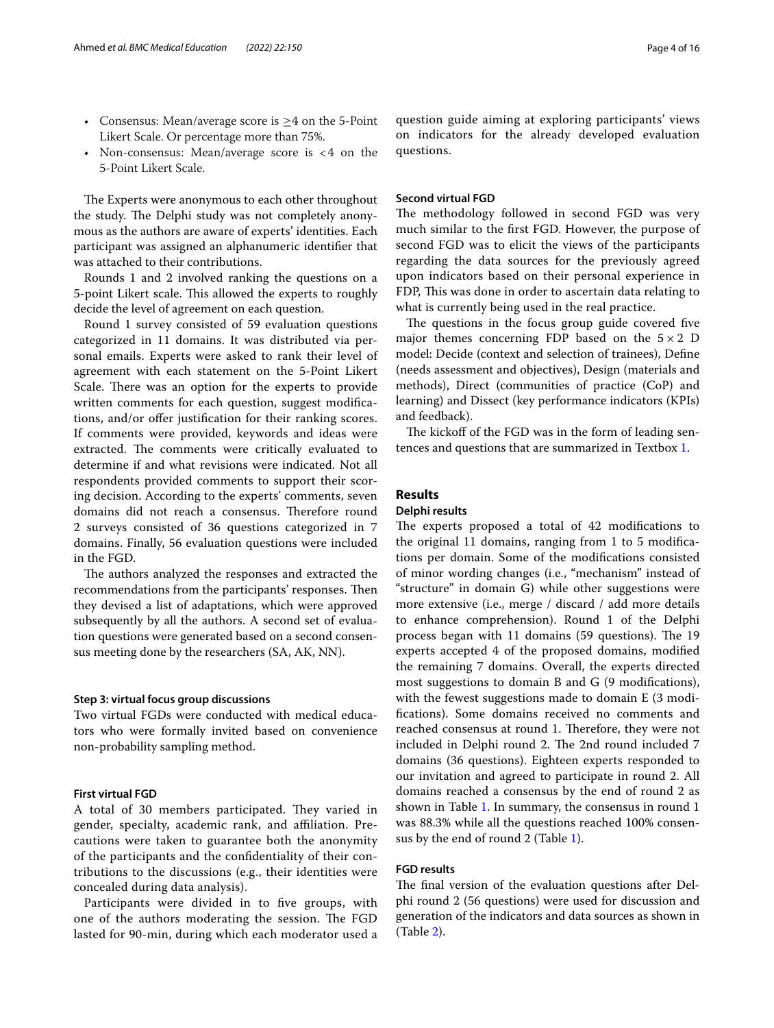- Consensus: Mean/average score is ≥4 on the 5-Point Likert Scale. Or percentage more than 75%.
- Non-consensus: Mean/average score is <4 on the 5-Point Likert Scale.

The Experts were anonymous to each other throughout the study. The Delphi study was not completely anonymous as the authors are aware of experts' identities. Each participant was assigned an alphanumeric identifier that was attached to their contributions.

Rounds 1 and 2 involved ranking the questions on a 5-point Likert scale. This allowed the experts to roughly decide the level of agreement on each question.

Round 1 survey consisted of 59 evaluation questions categorized in 11 domains. It was distributed via personal emails. Experts were asked to rank their level of agreement with each statement on the 5-Point Likert Scale. There was an option for the experts to provide written comments for each question, suggest modifications, and/or offer justification for their ranking scores. If comments were provided, keywords and ideas were extracted. The comments were critically evaluated to determine if and what revisions were indicated. Not all respondents provided comments to support their scoring decision. According to the experts' comments, seven domains did not reach a consensus. Therefore round 2 surveys consisted of 36 questions categorized in 7 domains. Finally, 56 evaluation questions were included in the FGD.

The authors analyzed the responses and extracted the recommendations from the participants' responses. Then they devised a list of adaptations, which were approved subsequently by all the authors. A second set of evaluation questions were generated based on a second consensus meeting done by the researchers (SA, AK, NN).

### Step 3: virtual focus group discussions

Two virtual FGDs were conducted with medical educators who were formally invited based on convenience non-probability sampling method.

#### First virtual FGD

A total of 30 members participated. They varied in gender, specialty, academic rank, and affiliation. Precautions were taken to guarantee both the anonymity of the participants and the confidentiality of their contributions to the discussions (e.g., their identities were concealed during data analysis).

Participants were divided in to five groups, with one of the authors moderating the session. The FGD lasted for 90-min, during which each moderator used a question guide aiming at exploring participants' views on indicators for the already developed evaluation questions.

#### Second virtual FGD

The methodology followed in second FGD was very much similar to the first FGD. However, the purpose of second FGD was to elicit the views of the participants regarding the data sources for the previously agreed upon indicators based on their personal experience in FDP, This was done in order to ascertain data relating to what is currently being used in the real practice.

The questions in the focus group guide covered five major themes concerning FDP based on the 5 × 2 D model: Decide (context and selection of trainees), Define (needs assessment and objectives), Design (materials and methods), Direct (communities of practice (CoP) and learning) and Dissect (key performance indicators (KPIs) and feedback).

The kickoff of the FGD was in the form of leading sentences and questions that are summarized in Textbox 1.

## Results

### Delphi results

The experts proposed a total of 42 modifications to the original 11 domains, ranging from 1 to 5 modifications per domain. Some of the modifications consisted of minor wording changes (i.e., "mechanism" instead of "structure" in domain G) while other suggestions were more extensive (i.e., merge / discard / add more details to enhance comprehension). Round 1 of the Delphi process began with 11 domains (59 questions). The 19 experts accepted 4 of the proposed domains, modified the remaining 7 domains. Overall, the experts directed most suggestions to domain B and G (9 modifications), with the fewest suggestions made to domain E (3 modifications). Some domains received no comments and reached consensus at round 1. Therefore, they were not included in Delphi round 2. The 2nd round included 7 domains (36 questions). Eighteen experts responded to our invitation and agreed to participate in round 2. All domains reached a consensus by the end of round 2 as shown in Table 1. In summary, the consensus in round 1 was 88.3% while all the questions reached 100% consensus by the end of round 2 (Table 1).

### FGD results

The final version of the evaluation questions after Delphi round 2 (56 questions) were used for discussion and generation of the indicators and data sources as shown in (Table 2).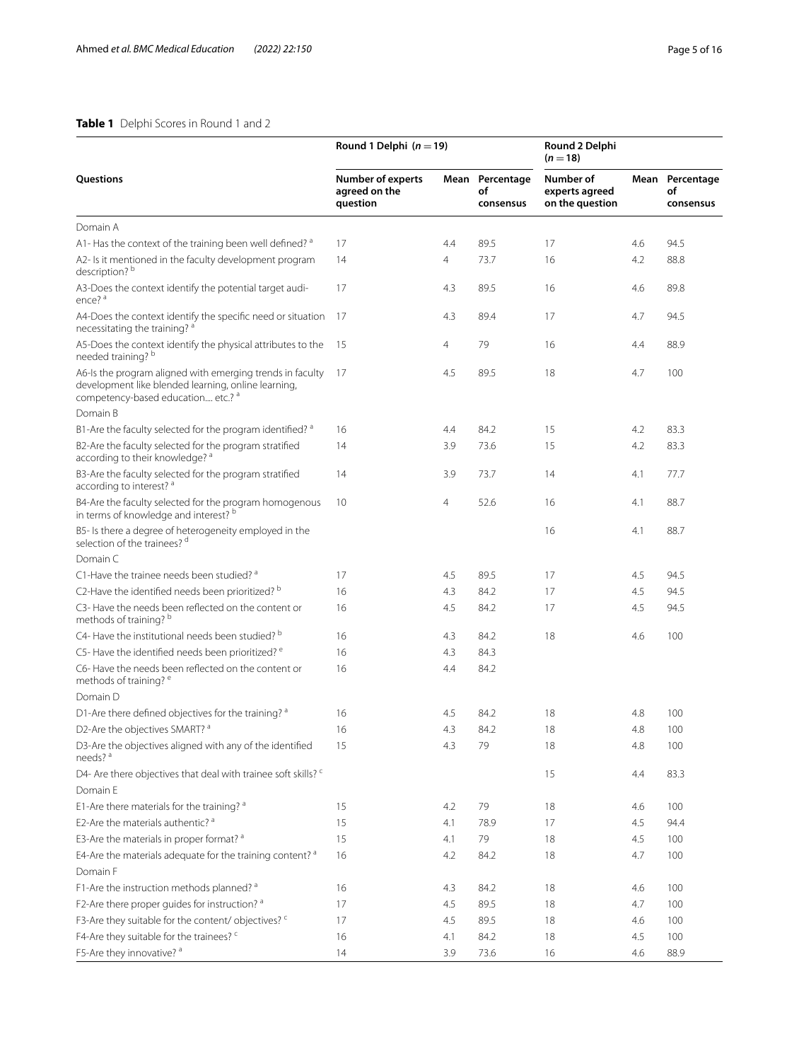**Table 1** Delphi Scores in Round 1 and 2

| Questions | Round 1 Delphi ($n = 19$) | | | Round 2 Delphi ($n = 18$) | | |
|---|---|---|---|---|---|---|
| | Number of experts agreed on the question | Mean | Percentage of consensus | Number of experts agreed on the question | Mean | Percentage of consensus |
| Domain A | | | | | | |
| A1- Has the context of the training been well defined? [a] | 17 | 4.4 | 89.5 | 17 | 4.6 | 94.5 |
| A2- Is it mentioned in the faculty development program description? [b] | 14 | 4 | 73.7 | 16 | 4.2 | 88.8 |
| A3-Does the context identify the potential target audience? [a] | 17 | 4.3 | 89.5 | 16 | 4.6 | 89.8 |
| A4-Does the context identify the specific need or situation necessitating the training? [a] | 17 | 4.3 | 89.4 | 17 | 4.7 | 94.5 |
| A5-Does the context identify the physical attributes to the needed training? [b] | 15 | 4 | 79 | 16 | 4.4 | 88.9 |
| A6-Is the program aligned with emerging trends in faculty development like blended learning, online learning, competency-based education.... etc.? [a] | 17 | 4.5 | 89.5 | 18 | 4.7 | 100 |
| Domain B | | | | | | |
| B1-Are the faculty selected for the program identified? [a] | 16 | 4.4 | 84.2 | 15 | 4.2 | 83.3 |
| B2-Are the faculty selected for the program stratified according to their knowledge? [a] | 14 | 3.9 | 73.6 | 15 | 4.2 | 83.3 |
| B3-Are the faculty selected for the program stratified according to interest? [a] | 14 | 3.9 | 73.7 | 14 | 4.1 | 77.7 |
| B4-Are the faculty selected for the program homogenous in terms of knowledge and interest? [b] | 10 | 4 | 52.6 | 16 | 4.1 | 88.7 |
| B5- Is there a degree of heterogeneity employed in the selection of the trainees? [d] | | | | 16 | 4.1 | 88.7 |
| Domain C | | | | | | |
| C1-Have the trainee needs been studied? [a] | 17 | 4.5 | 89.5 | 17 | 4.5 | 94.5 |
| C2-Have the identified needs been prioritized? [b] | 16 | 4.3 | 84.2 | 17 | 4.5 | 94.5 |
| C3- Have the needs been reflected on the content or methods of training? [b] | 16 | 4.5 | 84.2 | 17 | 4.5 | 94.5 |
| C4- Have the institutional needs been studied? [b] | 16 | 4.3 | 84.2 | 18 | 4.6 | 100 |
| C5- Have the identified needs been prioritized? [e] | 16 | 4.3 | 84.3 | | | |
| C6- Have the needs been reflected on the content or methods of training? [e] | 16 | 4.4 | 84.2 | | | |
| Domain D | | | | | | |
| D1-Are there defined objectives for the training? [a] | 16 | 4.5 | 84.2 | 18 | 4.8 | 100 |
| D2-Are the objectives SMART? [a] | 16 | 4.3 | 84.2 | 18 | 4.8 | 100 |
| D3-Are the objectives aligned with any of the identified needs? [a] | 15 | 4.3 | 79 | 18 | 4.8 | 100 |
| D4- Are there objectives that deal with trainee soft skills? [c] | | | | 15 | 4.4 | 83.3 |
| Domain E | | | | | | |
| E1-Are there materials for the training? [a] | 15 | 4.2 | 79 | 18 | 4.6 | 100 |
| E2-Are the materials authentic? [a] | 15 | 4.1 | 78.9 | 17 | 4.5 | 94.4 |
| E3-Are the materials in proper format? [a] | 15 | 4.1 | 79 | 18 | 4.5 | 100 |
| E4-Are the materials adequate for the training content? [a] | 16 | 4.2 | 84.2 | 18 | 4.7 | 100 |
| Domain F | | | | | | |
| F1-Are the instruction methods planned? [a] | 16 | 4.3 | 84.2 | 18 | 4.6 | 100 |
| F2-Are there proper guides for instruction? [a] | 17 | 4.5 | 89.5 | 18 | 4.7 | 100 |
| F3-Are they suitable for the content/ objectives? [c] | 17 | 4.5 | 89.5 | 18 | 4.6 | 100 |
| F4-Are they suitable for the trainees? [c] | 16 | 4.1 | 84.2 | 18 | 4.5 | 100 |
| F5-Are they innovative? [a] | 14 | 3.9 | 73.6 | 16 | 4.6 | 88.9 |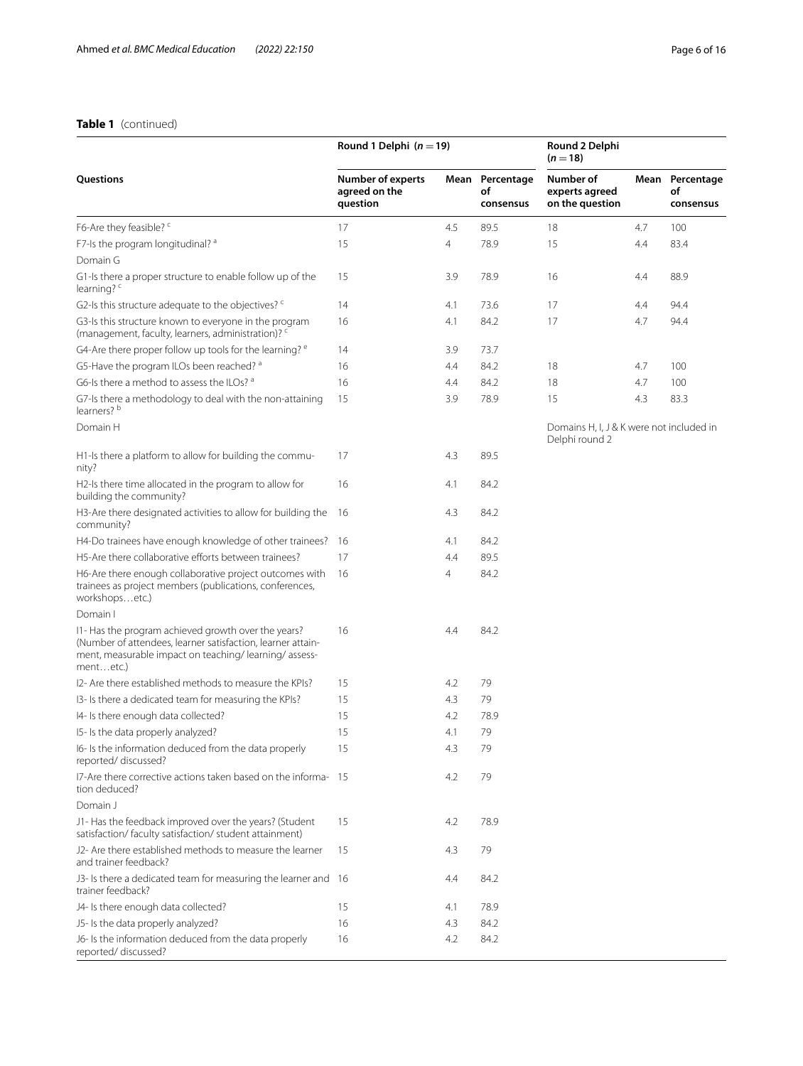**Table 1** (continued)

| Questions | Round 1 Delphi ($n = 19$) | | | Round 2 Delphi ($n = 18$) | | |
|---|---|---|---|---|---|---|
| | Number of experts agreed on the question | Mean | Percentage of consensus | Number of experts agreed on the question | Mean | Percentage of consensus |
| F6-Are they feasible? [c] | 17 | 4.5 | 89.5 | 18 | 4.7 | 100 |
| F7-Is the program longitudinal? [a] | 15 | 4 | 78.9 | 15 | 4.4 | 83.4 |
| Domain G | | | | | | |
| G1-Is there a proper structure to enable follow up of the learning? [c] | 15 | 3.9 | 78.9 | 16 | 4.4 | 88.9 |
| G2-Is this structure adequate to the objectives? [c] | 14 | 4.1 | 73.6 | 17 | 4.4 | 94.4 |
| G3-Is this structure known to everyone in the program (management, faculty, learners, administration)? [c] | 16 | 4.1 | 84.2 | 17 | 4.7 | 94.4 |
| G4-Are there proper follow up tools for the learning? [e] | 14 | 3.9 | 73.7 | | | |
| G5-Have the program ILOs been reached? [a] | 16 | 4.4 | 84.2 | 18 | 4.7 | 100 |
| G6-Is there a method to assess the ILOs? [a] | 16 | 4.4 | 84.2 | 18 | 4.7 | 100 |
| G7-Is there a methodology to deal with the non-attaining learners? [b] | 15 | 3.9 | 78.9 | 15 | 4.3 | 83.3 |
| Domain H | | | | Domains H, I, J & K were not included in Delphi round 2 | | |
| H1-Is there a platform to allow for building the community? | 17 | 4.3 | 89.5 | | | |
| H2-Is there time allocated in the program to allow for building the community? | 16 | 4.1 | 84.2 | | | |
| H3-Are there designated activities to allow for building the community? | 16 | 4.3 | 84.2 | | | |
| H4-Do trainees have enough knowledge of other trainees? | 16 | 4.1 | 84.2 | | | |
| H5-Are there collaborative efforts between trainees? | 17 | 4.4 | 89.5 | | | |
| H6-Are there enough collaborative project outcomes with trainees as project members (publications, conferences, workshops…etc.) | 16 | 4 | 84.2 | | | |
| Domain I | | | | | | |
| I1- Has the program achieved growth over the years? (Number of attendees, learner satisfaction, learner attainment, measurable impact on teaching/ learning/ assessment…etc.) | 16 | 4.4 | 84.2 | | | |
| I2- Are there established methods to measure the KPIs? | 15 | 4.2 | 79 | | | |
| I3- Is there a dedicated team for measuring the KPIs? | 15 | 4.3 | 79 | | | |
| I4- Is there enough data collected? | 15 | 4.2 | 78.9 | | | |
| I5- Is the data properly analyzed? | 15 | 4.1 | 79 | | | |
| I6- Is the information deduced from the data properly reported/ discussed? | 15 | 4.3 | 79 | | | |
| I7-Are there corrective actions taken based on the information deduced? | 15 | 4.2 | 79 | | | |
| Domain J | | | | | | |
| J1- Has the feedback improved over the years? (Student satisfaction/ faculty satisfaction/ student attainment) | 15 | 4.2 | 78.9 | | | |
| J2- Are there established methods to measure the learner and trainer feedback? | 15 | 4.3 | 79 | | | |
| J3- Is there a dedicated team for measuring the learner and trainer feedback? | 16 | 4.4 | 84.2 | | | |
| J4- Is there enough data collected? | 15 | 4.1 | 78.9 | | | |
| J5- Is the data properly analyzed? | 16 | 4.3 | 84.2 | | | |
| J6- Is the information deduced from the data properly reported/ discussed? | 16 | 4.2 | 84.2 | | | |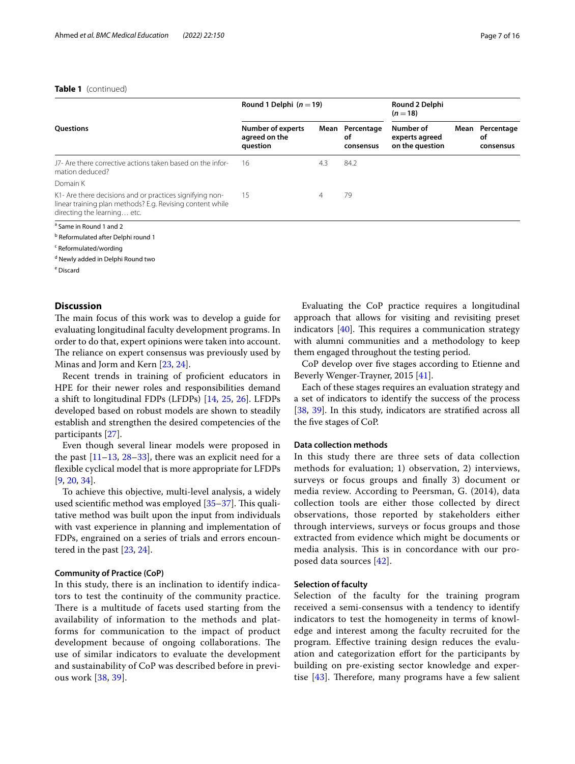**Table 1** (continued)

| Questions | Round 1 Delphi ($n = 19$) | | | Round 2 Delphi ($n = 18$) | | |
|---|---|---|---|---|---|---|
| | Number of experts agreed on the question | Mean | Percentage of consensus | Number of experts agreed on the question | Mean | Percentage of consensus |
| J7- Are there corrective actions taken based on the information deduced? | 16 | 4.3 | 84.2 | | | |
| Domain K | | | | | | |
| K1- Are there decisions and or practices signifying non-linear training plan methods? E.g. Revising content while directing the learning… etc. | 15 | 4 | 79 | | | |

[a] Same in Round 1 and 2

[b] Reformulated after Delphi round 1

[c] Reformulated/wording

[d] Newly added in Delphi Round two

[e] Discard

## Discussion

The main focus of this work was to develop a guide for evaluating longitudinal faculty development programs. In order to do that, expert opinions were taken into account. The reliance on expert consensus was previously used by Minas and Jorm and Kern [23, 24].

Recent trends in training of proficient educators in HPE for their newer roles and responsibilities demand a shift to longitudinal FDPs (LFDPs) [14, 25, 26]. LFDPs developed based on robust models are shown to steadily establish and strengthen the desired competencies of the participants [27].

Even though several linear models were proposed in the past [11–13, 28–33], there was an explicit need for a flexible cyclical model that is more appropriate for LFDPs [9, 20, 34].

To achieve this objective, multi-level analysis, a widely used scientific method was employed [35–37]. This qualitative method was built upon the input from individuals with vast experience in planning and implementation of FDPs, engrained on a series of trials and errors encountered in the past [23, 24].

### Community of Practice (CoP)

In this study, there is an inclination to identify indicators to test the continuity of the community practice. There is a multitude of facets used starting from the availability of information to the methods and platforms for communication to the impact of product development because of ongoing collaborations. The use of similar indicators to evaluate the development and sustainability of CoP was described before in previous work [38, 39].

Evaluating the CoP practice requires a longitudinal approach that allows for visiting and revisiting preset indicators [40]. This requires a communication strategy with alumni communities and a methodology to keep them engaged throughout the testing period.

CoP develop over five stages according to Etienne and Beverly Wenger-Trayner, 2015 [41].

Each of these stages requires an evaluation strategy and a set of indicators to identify the success of the process [38, 39]. In this study, indicators are stratified across all the five stages of CoP.

### Data collection methods

In this study there are three sets of data collection methods for evaluation; 1) observation, 2) interviews, surveys or focus groups and finally 3) document or media review. According to Peersman, G. (2014), data collection tools are either those collected by direct observations, those reported by stakeholders either through interviews, surveys or focus groups and those extracted from evidence which might be documents or media analysis. This is in concordance with our proposed data sources [42].

### Selection of faculty

Selection of the faculty for the training program received a semi-consensus with a tendency to identify indicators to test the homogeneity in terms of knowledge and interest among the faculty recruited for the program. Effective training design reduces the evaluation and categorization effort for the participants by building on pre-existing sector knowledge and expertise [43]. Therefore, many programs have a few salient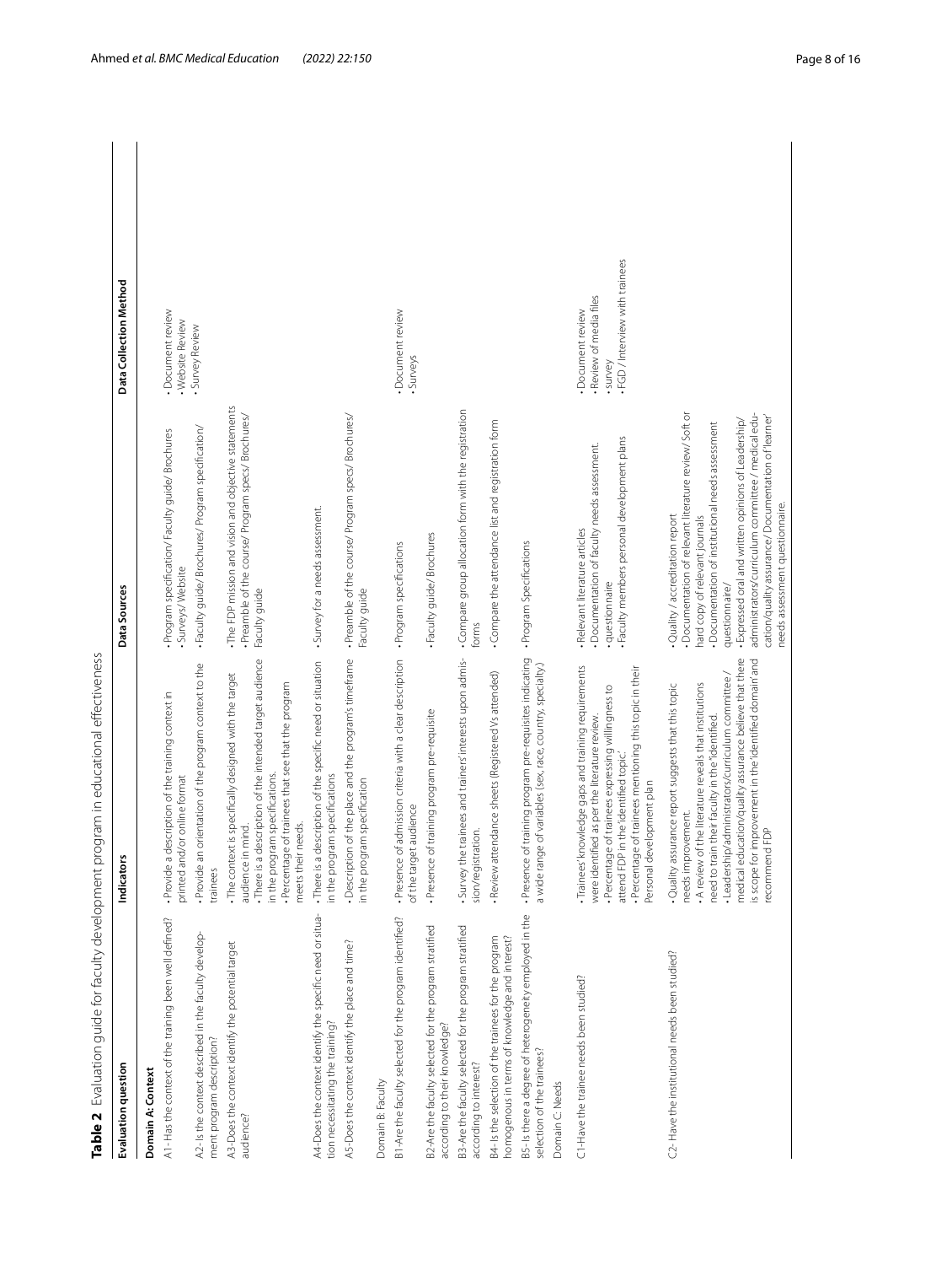**Table 2** Evaluation guide for faculty development program in educational effectiveness

| Evaluation question | Indicators | Data Sources | Data Collection Method |
|---|---|---|---|
| **Domain A: Context** | | | |
| A1- Has the context of the training been well defined? | • Provide a description of the training context in printed and/or online format | • Program specification/ Faculty guide/ Brochures • Surveys/ Website | • Document review • Website Review • Survey Review |
| A2- Is the context described in the faculty development program description? | • Provide an orientation of the program context to the trainees | • Faculty guide/ Brochures/ Program specification/ | |
| A3-Does the context identify the potential target audience? | • The context is specifically designed with the target audience in mind. • There is a description of the intended target audience in the program specifications. • Percentage of trainees that see that the program meets their needs. | • The FDP mission and vision and objective statements • Preamble of the course/ Program specs/ Brochures/ Faculty guide | |
| A4-Does the context identify the specific need or situation necessitating the training? | • There is a description of the specific need or situation in the program specifications | • Survey for a needs assessment. | |
| A5-Does the context identify the place and time? | • Description of the place and the program's timeframe in the program specification | • Preamble of the course/ Program specs/ Brochures/ Faculty guide | |
| Domain B: Faculty | | | |
| B1-Are the faculty selected for the program identified? | • Presence of admission criteria with a clear description of the target audience | • Program specifications | • Document review • Surveys |
| B2-Are the faculty selected for the program stratified according to their knowledge? | • Presence of training program pre-requisite | • Faculty guide/ Brochures | |
| B3-Are the faculty selected for the program stratified according to interest? | • Survey the trainees and trainers' interests upon admission/registration. | • Compare group allocation form with the registration forms | |
| B4- Is the selection of the trainees for the program homogenous in terms of knowledge and interest? | • Review attendance sheets (Registered Vs attended) | • Compare the attendance list and registration form | |
| B5- Is there a degree of heterogeneity employed in the selection of the trainees? | • Presence of training program pre-requisites indicating a wide range of variables (sex, race, country, specialty.) | • Program Specifications | |
| Domain C: Needs | | | |
| C1-Have the trainee needs been studied? | • Trainees' knowledge gaps and training requirements were identified as per the literature review. • Percentage of trainees expressing willingness to attend FDP in the 'identified topic'. • Percentage of trainees mentioning this topic in their Personal development plan | • Relevant literature articles • Documentation of faculty needs assessment. • questionnaire • Faculty members personal development plans | • Document review • Review of media files • survey • FGD / Interview with trainees |
| C2- Have the institutional needs been studied? | • Quality assurance report suggests that this topic needs improvement. • A review of the literature reveals that institutions need to train their faculty in the 'identified. • Leadership/administrators/curriculum committee / medical education/quality assurance believe that there is scope for improvement in the 'identified domain' and recommend FDP | • Quality / accreditation report • Documentation of relevant literature review/ Soft or hard copy of relevant journals • Documentation of institutional needs assessment questionnaire/ • Expressed oral and written opinions of Leadership/ administrators/curriculum committee / medical education/quality assurance/ Documentation of 'learner' needs assessment questionnaire. | |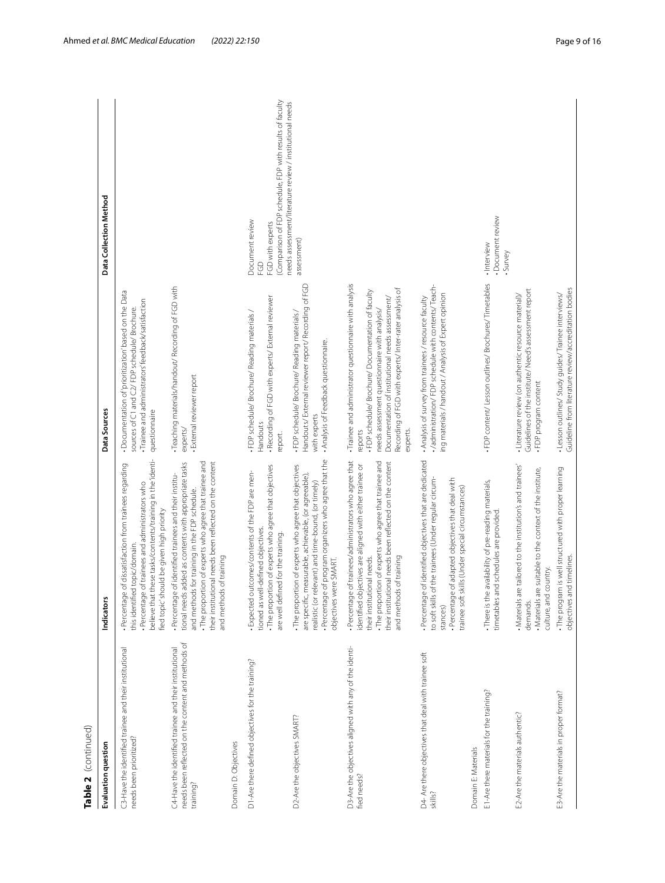**Table 2** (continued)

| Evaluation question | Indicators | Data Sources | Data Collection Method |
|---|---|---|---|
| C3-Have the identified trainee and their institutional needs been prioritized? | • Percentage of dissatisfaction from trainees regarding this identified topic/domain.<br>• Percentage of trainees and administrators who believe that these tasks/contents/training in the 'identified topic' should be given high priority | • Documentation of 'prioritization' based on the Data sources of C1 and C2/ FDP schedule/ Brochure.<br>• Trainee and administrators' feedback/satisfaction questionnaire | |
| C4-Have the identified trainee and their institutional needs been reflected on the content and methods of training? | • Percentage of identified trainees and their institutional needs added as contents with appropriate tasks and methods for training in the FDP schedule.<br>• The proportion of experts who agree that trainee and their institutional needs been reflected on the content and methods of training | • Teaching materials/handout/ Recording of FGD with experts/<br>• External reviewer report | |
| Domain D: Objectives | | | |
| D1-Are there defined objectives for the training? | • Expected outcomes/contents of the FDP are mentioned as well-defined objectives.<br>• The proportion of experts who agree that objectives are well defined for the training. | • FDP schedule/ Brochure/ Reading materials / Handouts<br>• Recording of FGD with experts/ External reviewer report. | Document review<br>FGD<br>FGD with experts<br>(Comparison of FDP schedule, FDP with results of faculty needs assessment/literature review / institutional needs assessment) |
| D2-Are the objectives SMART? | • The proportion of experts who agree that objectives are specific, measurable, achievable, (or agreeable), realistic (or relevant) and time-bound, (or timely)<br>• Percentage of program organizers who agree that the objectives were SMART. | • FDP schedule/ Brochure/ Reading materials / Handouts/ External reviewer report/ Recording of FGD with experts<br>• Analysis of Feedback questionnaire. | |
| D3-Are the objectives aligned with any of the identified needs? | • Percentage of trainees/administrators who agree that identified objectives are aligned with either trainee or their institutional needs.<br>• The proportion of experts who agree that trainee and their institutional needs been reflected on the content and methods of training | • Trainee and administrator questionnaire with analysis reports<br>• FDP schedule/ Brochure/ Documentation of faculty needs assessment questionnaire with analysis/ Documentation of institutional needs assessment/ Recording of FGD with experts/ Inter-rater analysis of experts. | |
| D4- Are there objectives that deal with trainee soft skills? | • Percentage of identified objectives that are dedicated to soft skills of the trainees (Under regular circumstances)<br>• Percentage of adapted objectives that deal with trainee soft skills (Under special circumstances) | • Analysis of survey from trainees / resource faculty<br>• /administration/ FDP schedule with contents/ Teaching materials / handout / Analysis of Expert opinion | |
| Domain E: Materials | | | |
| E1-Are there materials for the training? | • There is the availability of pre-reading materials, timetables and schedules are provided. | • FDP content/ Lesson outlines/ Brochures/ Timetables | • Interview<br>• Document review<br>• Survey |
| E2-Are the materials authentic? | • Materials are tailored to the institution's and trainees' demands.<br>• Materials are suitable to the context of the institute, culture, and country. | • Literature review (on authentic resource material)/ Guidelines of the institute/ Need's assessment report<br>• FDP program content | |
| E3-Are the materials in proper format? | • The program is well structured with proper learning objectives and timelines. | • Lesson outlines/ Study guides/ Trainee interviews/ Guideline from literature review/accreditation bodies | |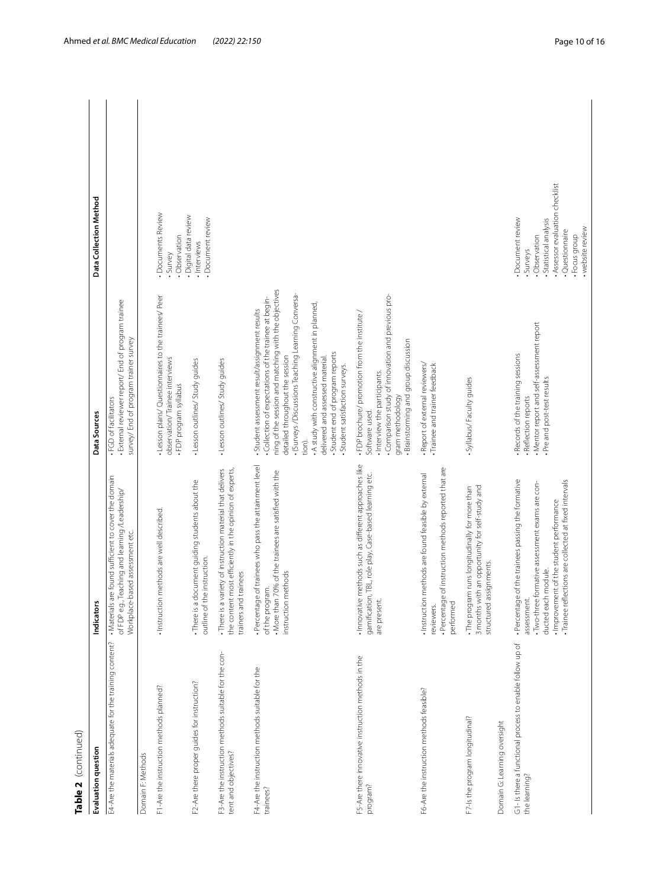**Table 2** (continued)

| Evaluation question | Indicators | Data Sources | Data Collection Method |
|---|---|---|---|
| E4-Are the materials adequate for the training content? | • Materials are found sufficient to cover the domain of FDP e.g., Teaching and learning /Leadership/ Workplace-based assessment etc. | • FGD of facilitators<br>• External reviewer report/ End of program trainee survey/ End of program trainer survey | |
| Domain F: Methods | | | |
| F1-Are the instruction methods planned? | • Instruction methods are well described. | • Lesson plans/ Questionnaires to the trainees/ Peer observation/ Trainee interviews<br>• FDP program syllabus | • Documents Review<br>• Survey<br>• Observation<br>• Digital data review<br>• Interviews<br>• Document review |
| F2-Are there proper guides for instruction? | • There is a document guiding students about the outline of the instruction. | • Lesson outlines/ Study guides | |
| F3-Are the instruction methods suitable for the content and objectives? | • There is a variety of instruction material that delivers the content most efficiently in the opinion of experts, trainers and trainees | • Lesson outlines/ Study guides | |
| F4-Are the instruction methods suitable for the trainees? | • Percentage of trainees who pass the attainment level of the program.<br>• More than 70% of the trainees are satisfied with the instruction methods | • Student assessment result/assignment results<br>• Collection of expectations of the trainee at beginning of the session and matching with the objectives detailed throughout the session<br>• (Surveys /Discussions Teaching Learning Conversation).<br>• A study with constructive alignment in planned, delivered and assessed material.<br>• Student end of program reports<br>• Student satisfaction surveys. | |
| F5-Are there innovative instruction methods in the program? | • Innovative methods such as different approaches like gamification, TBL, role play, Case-based learning etc. are present. | • FDP brochure/ promotion from the institute / Software used.<br>• Interview the participants.<br>• Comparison study of innovation and previous program methodology<br>• Brainstorming and group discussion | |
| F6-Are the instruction methods feasible? | • Instruction methods are found feasible by external reviewers.<br>• Percentage of instruction methods reported that are performed | • Report of external reviewers/<br>• Trainee and trainer feedback | |
| F7-Is the program longitudinal? | • The program runs longitudinally for more than 3 months with an opportunity for self-study and structured assignments. | • Syllabus/ Faculty guides | |
| Domain G: Learning oversight | | | |
| G1- Is there a functional process to enable follow up of the learning? | • Percentage of the trainees passing the formative assessment.<br>• Two-three formative assessment exams are conducted each module.<br>• Improvement of the student performance<br>• Trainee reflections are collected at fixed intervals | • Records of the training sessions<br>• Reflection reports<br>• Mentor report and self-assessment report<br>• Pre and post-test results | • Document review<br>• Surveys<br>• Observation<br>• Statistical analysis<br>• Assessor evaluation checklist<br>• Questionnaire<br>• Focus group<br>• website review |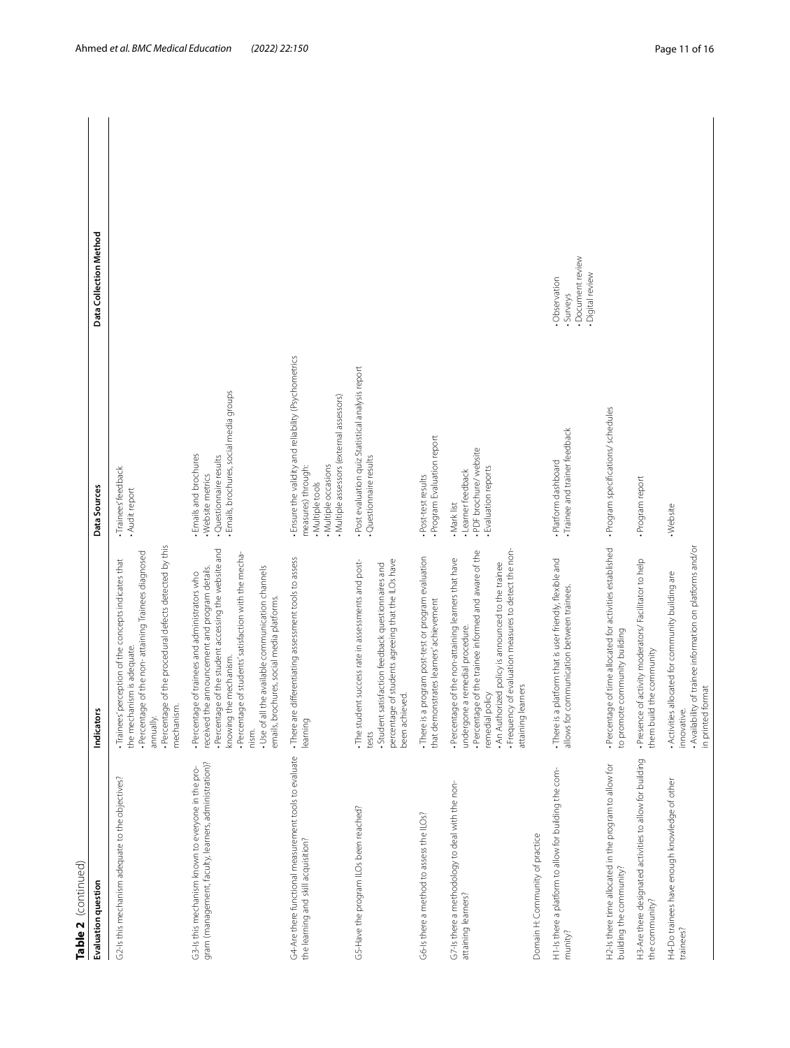**Table 2** (continued)

| Evaluation question | Indicators | Data Sources | Data Collection Method |
|---|---|---|---|
| G2-Is this mechanism adequate to the objectives? | • Trainees' perception of the concepts indicates that the mechanism is adequate.<br>• Percentage of the non- attaining Trainees diagnosed annually.<br>• Percentage of the procedural defects detected by this mechanism. | • Trainees' feedback<br>• Audit report | |
| G3-Is this mechanism known to everyone in the program (management, faculty, learners, administration)? | • Percentage of trainees and administrators who received the announcement and program details.<br>• Percentage of the student accessing the website and knowing the mechanism.<br>• Percentage of students' satisfaction with the mechanism.<br>• Use of all the available communication channels emails, brochures, social media platforms. | • Emails and brochures<br>• Website metrics<br>• Questionnaire results<br>• Emails, brochures, social media groups | |
| G4-Are there functional measurement tools to evaluate the learning and skill acquisition? | • There are differentiating assessment tools to assess learning | • Ensure the validity and reliability (Psychometrics measures) through:<br>• Multiple tools<br>• Multiple occasions<br>• Multiple assessors (external assessors) | |
| G5-Have the program ILOs been reached? | • The student success rate in assessments and post-tests<br>• Student satisfaction feedback questionnaires and percentage of students agreeing that the ILOs have been achieved. | • Post evaluation quiz Statistical analysis report<br>• Questionnaire results | |
| G6-Is there a method to assess the ILOs? | • There is a program post-test or program evaluation that demonstrates learners' achievement | • Post-test results<br>• Program Evaluation report | |
| G7-Is there a methodology to deal with the non-attaining learners? | • Percentage of the non-attaining learners that have undergone a remedial procedure.<br>• Percentage of the trainee informed and aware of the remedial policy<br>• An Authorized policy is announced to the trainee<br>• Frequency of evaluation measures to detect the non-attaining learners | • Mark list<br>• Learner feedback<br>• PDF brochure/ website<br>• Evaluation reports | |
| Domain H: Community of practice | | | |
| H1-Is there a platform to allow for building the community? | • There is a platform that is user friendly, flexible and allows for communication between trainees. | • Platform dashboard<br>• Trainee and trainer feedback | • Observation<br>• Surveys<br>• Document review<br>• Digital review |
| H2-Is there time allocated in the program to allow for building the community? | • Percentage of time allocated for activities established to promote community building | • Program specifications/ schedules | |
| H3-Are there designated activities to allow for building the community? | • Presence of activity moderators/ Facilitator to help them build the community | • Program report | |
| H4-Do trainees have enough knowledge of other trainees? | • Activities allocated for community building are innovative.<br>• Availability of trainee information on platforms and/or in printed format | • Website | |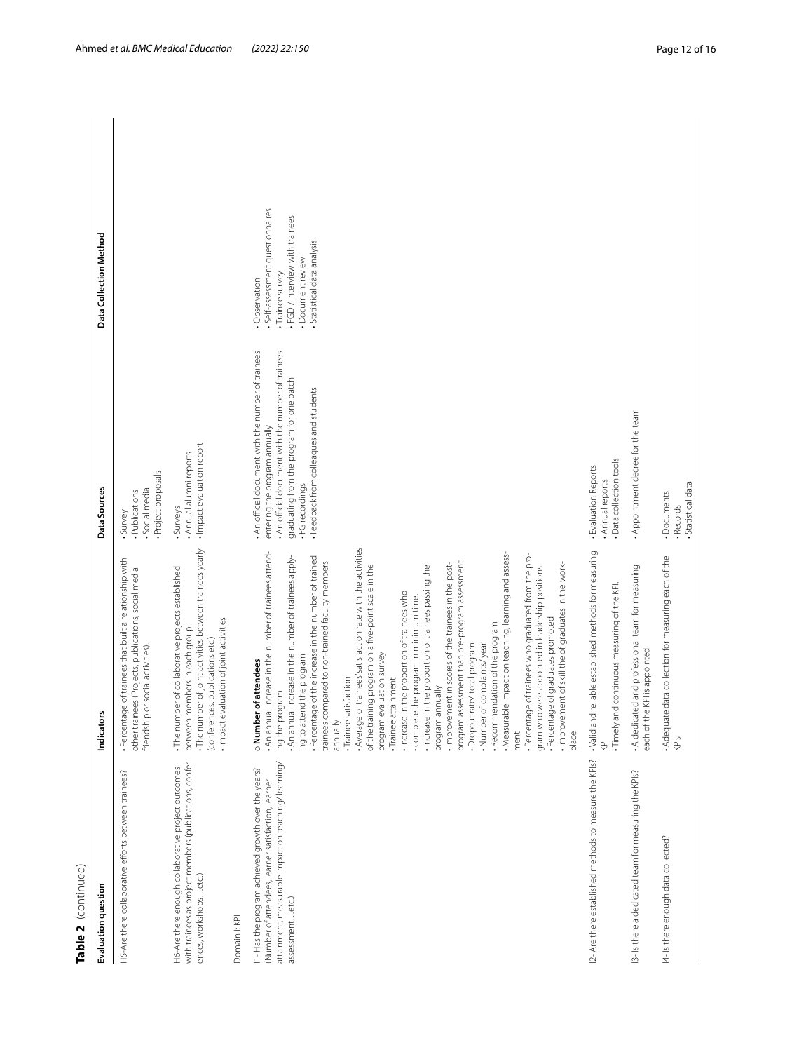**Table 2** (continued)

| Evaluation question | Indicators | Data Sources | Data Collection Method |
|---|---|---|---|
| H5-Are there collaborative efforts between trainees? | • Percentage of trainees that built a relationship with other trainees (Projects, publications, social media friendship or social activities). | • Survey<br>• Publications<br>• Social media<br>• Project proposals | |
| H6-Are there enough collaborative project outcomes with trainees as project members (publications, conferences, workshops…etc.) | • The number of collaborative projects established between members in each group.<br>• The number of joint activities between trainees yearly (conferences, publications etc.)<br>• Impact evaluation of joint activities | • Surveys<br>• Annual alumni reports<br>• Impact evaluation report | |
| Domain I: KPI | | | |
| I1- Has the program achieved growth over the years? (Number of attendees, learner satisfaction, learner attainment, measurable impact on teaching/ learning/ assessment…etc.) | o **Number of attendees**<br>• An annual increase in the number of trainees attending the program<br>• An annual increase in the number of trainees applying to attend the program<br>• Percentage of the increase in the number of trained trainees compared to non-trained faculty members annually<br>• Trainee satisfaction<br>• Average of trainees' satisfaction rate with the activities of the training program on a five-point scale in the program evaluation survey<br>• Trainee attainment<br>• Increase in the proportion of trainees who complete the program in minimum time.<br>• Increase in the proportion of trainees passing the program annually<br>• Improvement in scores of the trainees in the post-program assessment than pre-program assessment<br>• Dropout rate/ total program<br>• Number of complaints/ year<br>• Recommendation of the program<br>• Measurable impact on teaching, learning and assessment<br>• Percentage of trainees who graduated from the program who were appointed in leadership positions<br>• Percentage of graduates promoted<br>• Improvement of skill the of graduates in the workplace | • An official document with the number of trainees entering the program annually<br>• An official document with the number of trainees graduating from the program for one batch<br>• FG recordings<br>• Feedback from colleagues and students | • Observation<br>• Self-assessment questionnaires<br>• Trainee survey<br>• FGD / Interview with trainees<br>• Document review<br>• Statistical data analysis |
| I2- Are there established methods to measure the KPIs? | • Valid and reliable established methods for measuring KPI<br>• Timely and continuous measuring of the KPI. | • Evaluation Reports<br>• Annual reports<br>• Data collection tools | |
| I3- Is there a dedicated team for measuring the KPIs? | • A dedicated and professional team for measuring each of the KPI is appointed | • Appointment decree for the team | |
| I4- Is there enough data collected? | • Adequate data collection for measuring each of the KPIs | • Documents<br>• Records<br>• Statistical data | |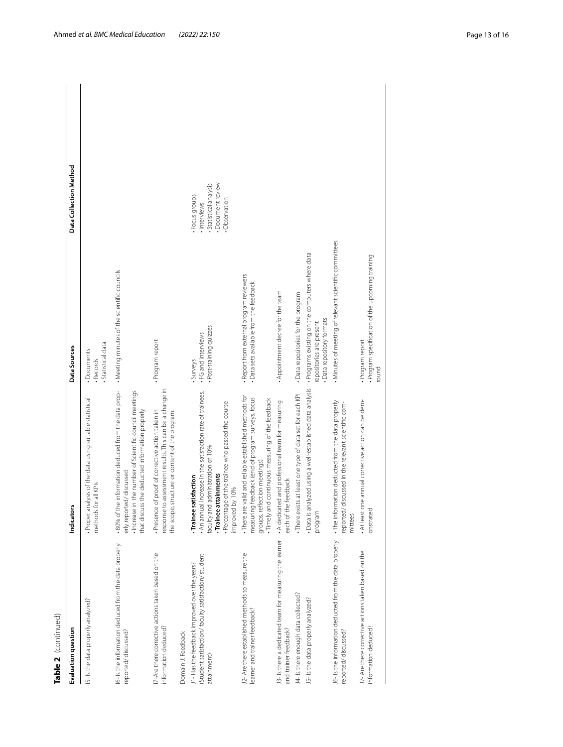**Table 2** (continued)

| Evaluation question | Indicators | Data Sources | Data Collection Method |
|---|---|---|---|
| I5- Is the data properly analyzed? | • Proper analysis of the data using suitable statistical methods for all KPIs | • Documents<br>• Records<br>• Statistical data | |
| I6- Is the information deduced from the data properly reported/ discussed? | • 80% of the information deduced from the data properly reported/ discussed<br>• Increase in the number of Scientific council meetings that discuss the deducted information properly | • Meeting minutes of the scientific councils | |
| I7-Are there corrective actions taken based on the information deduced? | • Presence of proof of corrective action taken in response to assessment results. This can be a change in the scope, structure or content of the program. | • Program report | |
| Domain J: Feedback | | | |
| J1- Has the feedback improved over the years? (Student satisfaction/ faculty satisfaction/ student attainment) | • **Trainee satisfaction**<br>• An annual increase in the satisfaction rate of trainees, faculty and administration of 10%<br>• **Trainee attainments**<br>• Percentage of the trainee who passed the course improved by 10% | • Surveys<br>• FG and interviews<br>• Post-training quizzes | • Focus groups<br>• Interviews<br>• Statistical analysis<br>• Document review<br>• Observation |
| J2- Are there established methods to measure the learner and trainer feedback? | • There are valid and reliable established methods for measuring feedback (end of program surveys, focus groups, reflection meetings)<br>• Timely and continuous measuring of the feedback | • Report from external program reviewers<br>• Data sets available from the feedback | |
| J3- Is there a dedicated team for measuring the learner and trainer feedback? | • A dedicated and professional team for measuring each of the feedback | • Appointment decree for the team | |
| J4- Is there enough data collected? | • There exists at least one type of data set for each KPI | • Data repositories for the program | |
| J5- Is the data properly analyzed? | • Data is analyzed using a well-established data analysis program | • Programs existing on the computers where data repositories are present<br>• Data repository formats | |
| J6- Is the information deducted from the data properly reported/ discussed? | • The information deducted from the data properly reported/ discussed in the relevant scientific committees | • Minutes of meeting of relevant scientific committees | |
| J7- Are there corrective actions taken based on the information deduced? | • At least one annual corrective action can be demonstrated | • Program report<br>• Program specification of the upcoming training round | |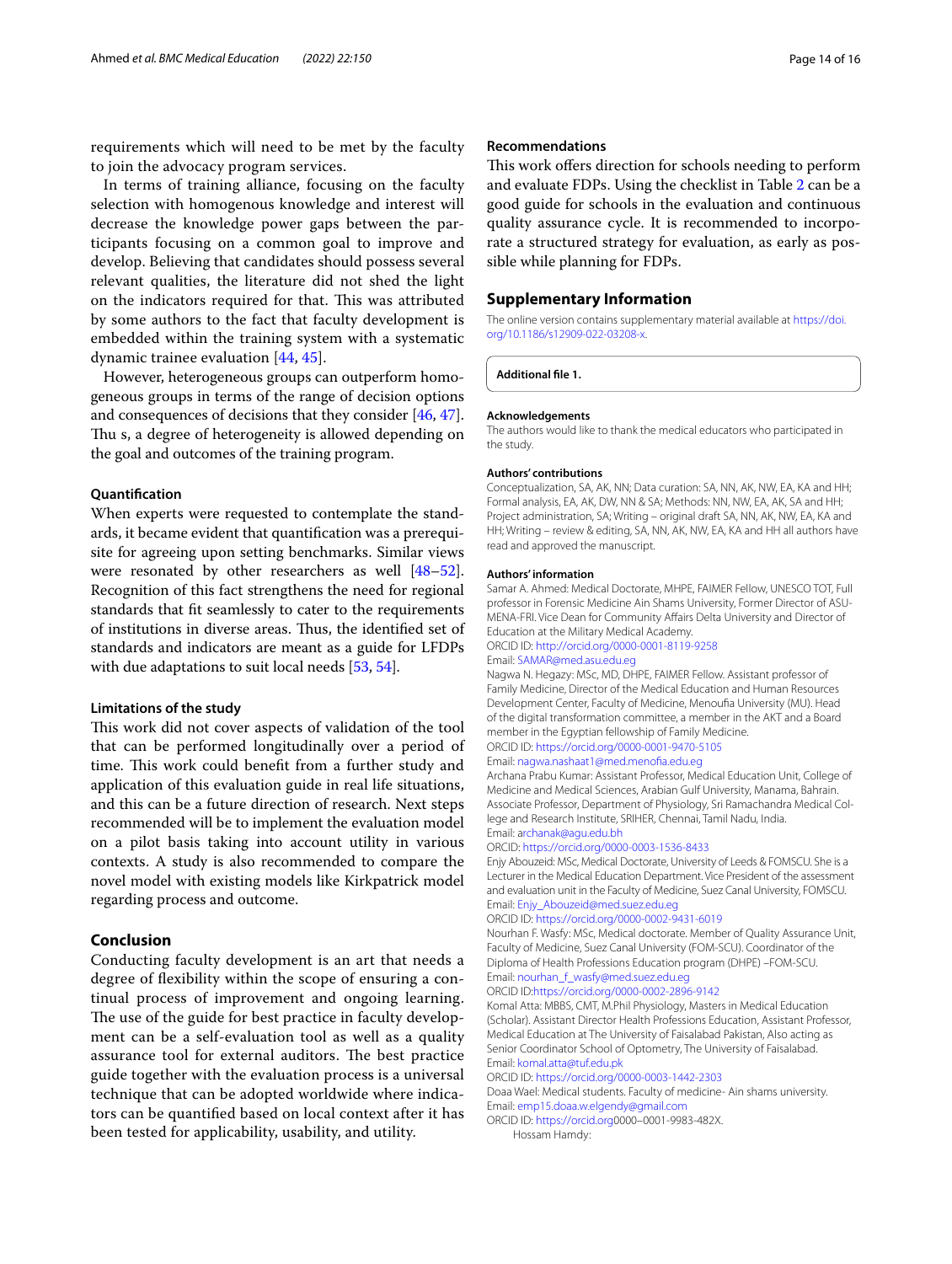requirements which will need to be met by the faculty to join the advocacy program services.

In terms of training alliance, focusing on the faculty selection with homogenous knowledge and interest will decrease the knowledge power gaps between the participants focusing on a common goal to improve and develop. Believing that candidates should possess several relevant qualities, the literature did not shed the light on the indicators required for that. This was attributed by some authors to the fact that faculty development is embedded within the training system with a systematic dynamic trainee evaluation [44, 45].

However, heterogeneous groups can outperform homogeneous groups in terms of the range of decision options and consequences of decisions that they consider [46, 47]. Thu s, a degree of heterogeneity is allowed depending on the goal and outcomes of the training program.

### Quantification

When experts were requested to contemplate the standards, it became evident that quantification was a prerequisite for agreeing upon setting benchmarks. Similar views were resonated by other researchers as well [48–52]. Recognition of this fact strengthens the need for regional standards that fit seamlessly to cater to the requirements of institutions in diverse areas. Thus, the identified set of standards and indicators are meant as a guide for LFDPs with due adaptations to suit local needs [53, 54].

### Limitations of the study

This work did not cover aspects of validation of the tool that can be performed longitudinally over a period of time. This work could benefit from a further study and application of this evaluation guide in real life situations, and this can be a future direction of research. Next steps recommended will be to implement the evaluation model on a pilot basis taking into account utility in various contexts. A study is also recommended to compare the novel model with existing models like Kirkpatrick model regarding process and outcome.

## Conclusion

Conducting faculty development is an art that needs a degree of flexibility within the scope of ensuring a continual process of improvement and ongoing learning. The use of the guide for best practice in faculty development can be a self-evaluation tool as well as a quality assurance tool for external auditors. The best practice guide together with the evaluation process is a universal technique that can be adopted worldwide where indicators can be quantified based on local context after it has been tested for applicability, usability, and utility.

### Recommendations

This work offers direction for schools needing to perform and evaluate FDPs. Using the checklist in Table 2 can be a good guide for schools in the evaluation and continuous quality assurance cycle. It is recommended to incorporate a structured strategy for evaluation, as early as possible while planning for FDPs.

## Supplementary Information

The online version contains supplementary material available at https://doi.org/10.1186/s12909-022-03208-x.

**Additional file 1.**

### Acknowledgements

The authors would like to thank the medical educators who participated in the study.

### Authors' contributions

Conceptualization, SA, AK, NN; Data curation: SA, NN, AK, NW, EA, KA and HH; Formal analysis, EA, AK, DW, NN & SA; Methods: NN, NW, EA, AK, SA and HH; Project administration, SA; Writing – original draft SA, NN, AK, NW, EA, KA and HH; Writing – review & editing, SA, NN, AK, NW, EA, KA and HH all authors have read and approved the manuscript.

### Authors' information

Samar A. Ahmed: Medical Doctorate, MHPE, FAIMER Fellow, UNESCO TOT, Full professor in Forensic Medicine Ain Shams University, Former Director of ASU-MENA-FRI. Vice Dean for Community Affairs Delta University and Director of Education at the Military Medical Academy.
ORCID ID: http://orcid.org/0000-0001-8119-9258
Email: SAMAR@med.asu.edu.eg

Nagwa N. Hegazy: MSc, MD, DHPE, FAIMER Fellow. Assistant professor of Family Medicine, Director of the Medical Education and Human Resources Development Center, Faculty of Medicine, Menoufia University (MU). Head of the digital transformation committee, a member in the AKT and a Board member in the Egyptian fellowship of Family Medicine.
ORCID ID: https://orcid.org/0000-0001-9470-5105
Email: nagwa.nashaat1@med.menofia.edu.eg

Archana Prabu Kumar: Assistant Professor, Medical Education Unit, College of Medicine and Medical Sciences, Arabian Gulf University, Manama, Bahrain. Associate Professor, Department of Physiology, Sri Ramachandra Medical College and Research Institute, SRIHER, Chennai, Tamil Nadu, India.
Email: archanak@agu.edu.bh
ORCID: https://orcid.org/0000-0003-1536-8433

Enjy Abouzeid: MSc, Medical Doctorate, University of Leeds & FOMSCU. She is a Lecturer in the Medical Education Department. Vice President of the assessment and evaluation unit in the Faculty of Medicine, Suez Canal University, FOMSCU.
Email: Enjy_Abouzeid@med.suez.edu.eg
ORCID ID: https://orcid.org/0000-0002-9431-6019

Nourhan F. Wasfy: MSc, Medical doctorate. Member of Quality Assurance Unit, Faculty of Medicine, Suez Canal University (FOM-SCU). Coordinator of the Diploma of Health Professions Education program (DHPE) –FOM-SCU.
Email: nourhan_f_wasfy@med.suez.edu.eg
ORCID ID:https://orcid.org/0000-0002-2896-9142

Komal Atta: MBBS, CMT, M.Phil Physiology, Masters in Medical Education (Scholar). Assistant Director Health Professions Education, Assistant Professor, Medical Education at The University of Faisalabad Pakistan, Also acting as Senior Coordinator School of Optometry, The University of Faisalabad.
Email: komal.atta@tuf.edu.pk
ORCID ID: https://orcid.org/0000-0003-1442-2303

Doaa Wael: Medical students. Faculty of medicine- Ain shams university.
Email: emp15.doaa.w.elgendy@gmail.com
ORCID ID: https://orcid.org0000–0001-9983-482X.

Hossam Hamdy: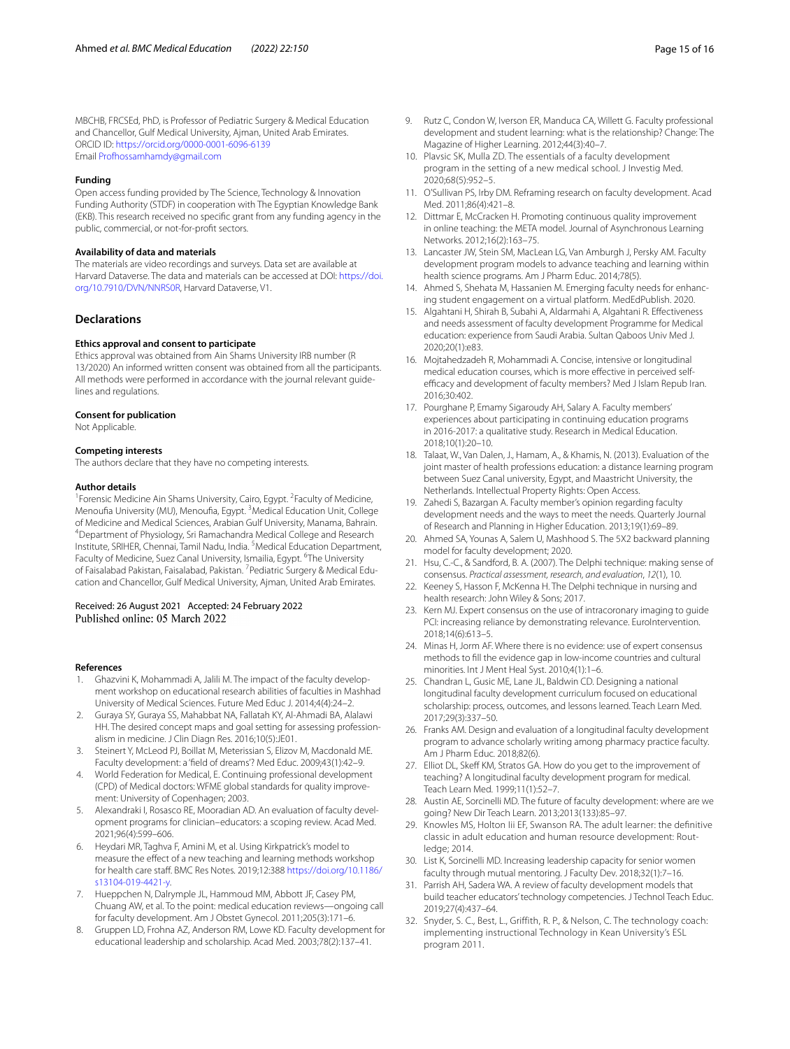MBCHB, FRCSEd, PhD, is Professor of Pediatric Surgery & Medical Education and Chancellor, Gulf Medical University, Ajman, United Arab Emirates.
ORCID ID: https://orcid.org/0000-0001-6096-6139
Email Profhossamhamdy@gmail.com

### Funding

Open access funding provided by The Science, Technology & Innovation Funding Authority (STDF) in cooperation with The Egyptian Knowledge Bank (EKB). This research received no specific grant from any funding agency in the public, commercial, or not-for-profit sectors.

### Availability of data and materials

The materials are video recordings and surveys. Data set are available at Harvard Dataverse. The data and materials can be accessed at DOI: https://doi.org/10.7910/DVN/NNRS0R, Harvard Dataverse, V1.

## Declarations

### Ethics approval and consent to participate

Ethics approval was obtained from Ain Shams University IRB number (R 13/2020) An informed written consent was obtained from all the participants. All methods were performed in accordance with the journal relevant guidelines and regulations.

### Consent for publication

Not Applicable.

### Competing interests

The authors declare that they have no competing interests.

### Author details

[1]Forensic Medicine Ain Shams University, Cairo, Egypt. [2]Faculty of Medicine, Menoufia University (MU), Menoufia, Egypt. [3]Medical Education Unit, College of Medicine and Medical Sciences, Arabian Gulf University, Manama, Bahrain. [4]Department of Physiology, Sri Ramachandra Medical College and Research Institute, SRIHER, Chennai, Tamil Nadu, India. [5]Medical Education Department, Faculty of Medicine, Suez Canal University, Ismailia, Egypt. [6]The University of Faisalabad Pakistan, Faisalabad, Pakistan. [7]Pediatric Surgery & Medical Education and Chancellor, Gulf Medical University, Ajman, United Arab Emirates.

Received: 26 August 2021 Accepted: 24 February 2022
Published online: 05 March 2022

### References

1. Ghazvini K, Mohammadi A, Jalili M. The impact of the faculty development workshop on educational research abilities of faculties in Mashhad University of Medical Sciences. Future Med Educ J. 2014;4(4):24–2.
2. Guraya SY, Guraya SS, Mahabbat NA, Fallatah KY, Al-Ahmadi BA, Alalawi HH. The desired concept maps and goal setting for assessing professionalism in medicine. J Clin Diagn Res. 2016;10(5):JE01.
3. Steinert Y, McLeod PJ, Boillat M, Meterissian S, Elizov M, Macdonald ME. Faculty development: a 'field of dreams'? Med Educ. 2009;43(1):42–9.
4. World Federation for Medical, E. Continuing professional development (CPD) of Medical doctors: WFME global standards for quality improvement: University of Copenhagen; 2003.
5. Alexandraki I, Rosasco RE, Mooradian AD. An evaluation of faculty development programs for clinician–educators: a scoping review. Acad Med. 2021;96(4):599–606.
6. Heydari MR, Taghva F, Amini M, et al. Using Kirkpatrick's model to measure the effect of a new teaching and learning methods workshop for health care staff. BMC Res Notes. 2019;12:388 https://doi.org/10.1186/s13104-019-4421-y.
7. Hueppchen N, Dalrymple JL, Hammoud MM, Abbott JF, Casey PM, Chuang AW, et al. To the point: medical education reviews—ongoing call for faculty development. Am J Obstet Gynecol. 2011;205(3):171–6.
8. Gruppen LD, Frohna AZ, Anderson RM, Lowe KD. Faculty development for educational leadership and scholarship. Acad Med. 2003;78(2):137–41.
9. Rutz C, Condon W, Iverson ER, Manduca CA, Willett G. Faculty professional development and student learning: what is the relationship? Change: The Magazine of Higher Learning. 2012;44(3):40–7.
10. Plavsic SK, Mulla ZD. The essentials of a faculty development program in the setting of a new medical school. J Investig Med. 2020;68(5):952–5.
11. O'Sullivan PS, Irby DM. Reframing research on faculty development. Acad Med. 2011;86(4):421–8.
12. Dittmar E, McCracken H. Promoting continuous quality improvement in online teaching: the META model. Journal of Asynchronous Learning Networks. 2012;16(2):163–75.
13. Lancaster JW, Stein SM, MacLean LG, Van Amburgh J, Persky AM. Faculty development program models to advance teaching and learning within health science programs. Am J Pharm Educ. 2014;78(5).
14. Ahmed S, Shehata M, Hassanien M. Emerging faculty needs for enhancing student engagement on a virtual platform. MedEdPublish. 2020.
15. Algahtani H, Shirah B, Subahi A, Aldarmahi A, Algahtani R. Effectiveness and needs assessment of faculty development Programme for Medical education: experience from Saudi Arabia. Sultan Qaboos Univ Med J. 2020;20(1):e83.
16. Mojtahedzadeh R, Mohammadi A. Concise, intensive or longitudinal medical education courses, which is more effective in perceived self-efficacy and development of faculty members? Med J Islam Repub Iran. 2016;30:402.
17. Pourghane P, Emamy Sigaroudy AH, Salary A. Faculty members' experiences about participating in continuing education programs in 2016-2017: a qualitative study. Research in Medical Education. 2018;10(1):20–10.
18. Talaat, W., Van Dalen, J., Hamam, A., & Khamis, N. (2013). Evaluation of the joint master of health professions education: a distance learning program between Suez Canal university, Egypt, and Maastricht University, the Netherlands. Intellectual Property Rights: Open Access.
19. Zahedi S, Bazargan A. Faculty member's opinion regarding faculty development needs and the ways to meet the needs. Quarterly Journal of Research and Planning in Higher Education. 2013;19(1):69–89.
20. Ahmed SA, Younas A, Salem U, Mashhood S. The 5X2 backward planning model for faculty development; 2020.
21. Hsu, C.-C., & Sandford, B. A. (2007). The Delphi technique: making sense of consensus. *Practical assessment, research, and evaluation*, *12*(1), 10.
22. Keeney S, Hasson F, McKenna H. The Delphi technique in nursing and health research: John Wiley & Sons; 2017.
23. Kern MJ. Expert consensus on the use of intracoronary imaging to guide PCI: increasing reliance by demonstrating relevance. EuroIntervention. 2018;14(6):613–5.
24. Minas H, Jorm AF. Where there is no evidence: use of expert consensus methods to fill the evidence gap in low-income countries and cultural minorities. Int J Ment Heal Syst. 2010;4(1):1–6.
25. Chandran L, Gusic ME, Lane JL, Baldwin CD. Designing a national longitudinal faculty development curriculum focused on educational scholarship: process, outcomes, and lessons learned. Teach Learn Med. 2017;29(3):337–50.
26. Franks AM. Design and evaluation of a longitudinal faculty development program to advance scholarly writing among pharmacy practice faculty. Am J Pharm Educ. 2018;82(6).
27. Elliot DL, Skeff KM, Stratos GA. How do you get to the improvement of teaching? A longitudinal faculty development program for medical. Teach Learn Med. 1999;11(1):52–7.
28. Austin AE, Sorcinelli MD. The future of faculty development: where are we going? New Dir Teach Learn. 2013;2013(133):85–97.
29. Knowles MS, Holton Iii EF, Swanson RA. The adult learner: the definitive classic in adult education and human resource development: Routledge; 2014.
30. List K, Sorcinelli MD. Increasing leadership capacity for senior women faculty through mutual mentoring. J Faculty Dev. 2018;32(1):7–16.
31. Parrish AH, Sadera WA. A review of faculty development models that build teacher educators' technology competencies. J Technol Teach Educ. 2019;27(4):437–64.
32. Snyder, S. C., Best, L., Griffith, R. P., & Nelson, C. The technology coach: implementing instructional Technology in Kean University's ESL program 2011.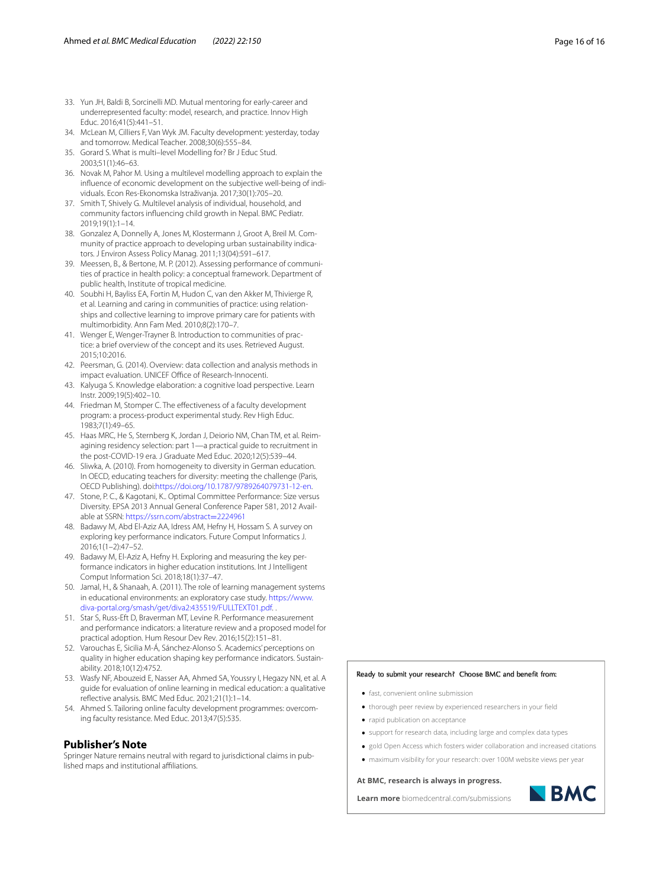33. Yun JH, Baldi B, Sorcinelli MD. Mutual mentoring for early-career and underrepresented faculty: model, research, and practice. Innov High Educ. 2016;41(5):441–51.
34. McLean M, Cilliers F, Van Wyk JM. Faculty development: yesterday, today and tomorrow. Medical Teacher. 2008;30(6):555–84.
35. Gorard S. What is multi–level Modelling for? Br J Educ Stud. 2003;51(1):46–63.
36. Novak M, Pahor M. Using a multilevel modelling approach to explain the influence of economic development on the subjective well-being of individuals. Econ Res-Ekonomska Istraživanja. 2017;30(1):705–20.
37. Smith T, Shively G. Multilevel analysis of individual, household, and community factors influencing child growth in Nepal. BMC Pediatr. 2019;19(1):1–14.
38. Gonzalez A, Donnelly A, Jones M, Klostermann J, Groot A, Breil M. Community of practice approach to developing urban sustainability indicators. J Environ Assess Policy Manag. 2011;13(04):591–617.
39. Meessen, B., & Bertone, M. P. (2012). Assessing performance of communities of practice in health policy: a conceptual framework. Department of public health, Institute of tropical medicine.
40. Soubhi H, Bayliss EA, Fortin M, Hudon C, van den Akker M, Thivierge R, et al. Learning and caring in communities of practice: using relationships and collective learning to improve primary care for patients with multimorbidity. Ann Fam Med. 2010;8(2):170–7.
41. Wenger E, Wenger-Trayner B. Introduction to communities of practice: a brief overview of the concept and its uses. Retrieved August. 2015;10:2016.
42. Peersman, G. (2014). Overview: data collection and analysis methods in impact evaluation. UNICEF Office of Research-Innocenti.
43. Kalyuga S. Knowledge elaboration: a cognitive load perspective. Learn Instr. 2009;19(5):402–10.
44. Friedman M, Stomper C. The effectiveness of a faculty development program: a process-product experimental study. Rev High Educ. 1983;7(1):49–65.
45. Haas MRC, He S, Sternberg K, Jordan J, Deiorio NM, Chan TM, et al. Reimagining residency selection: part 1—a practical guide to recruitment in the post-COVID-19 era. J Graduate Med Educ. 2020;12(5):539–44.
46. Sliwka, A. (2010). From homogeneity to diversity in German education. In OECD, educating teachers for diversity: meeting the challenge (Paris, OECD Publishing). doi:https://doi.org/10.1787/9789264079731-12-en.
47. Stone, P. C., & Kagotani, K.. Optimal Committee Performance: Size versus Diversity. EPSA 2013 Annual General Conference Paper 581, 2012 Available at SSRN: https://ssrn.com/abstract=2224961
48. Badawy M, Abd El-Aziz AA, Idress AM, Hefny H, Hossam S. A survey on exploring key performance indicators. Future Comput Informatics J. 2016;1(1–2):47–52.
49. Badawy M, El-Aziz A, Hefny H. Exploring and measuring the key performance indicators in higher education institutions. Int J Intelligent Comput Information Sci. 2018;18(1):37–47.
50. Jamal, H., & Shanaah, A. (2011). The role of learning management systems in educational environments: an exploratory case study. https://www.diva-portal.org/smash/get/diva2:435519/FULLTEXT01.pdf. .
51. Star S, Russ-Eft D, Braverman MT, Levine R. Performance measurement and performance indicators: a literature review and a proposed model for practical adoption. Hum Resour Dev Rev. 2016;15(2):151–81.
52. Varouchas E, Sicilia M-Á, Sánchez-Alonso S. Academics' perceptions on quality in higher education shaping key performance indicators. Sustainability. 2018;10(12):4752.
53. Wasfy NF, Abouzeid E, Nasser AA, Ahmed SA, Youssry I, Hegazy NN, et al. A guide for evaluation of online learning in medical education: a qualitative reflective analysis. BMC Med Educ. 2021;21(1):1–14.
54. Ahmed S. Tailoring online faculty development programmes: overcoming faculty resistance. Med Educ. 2013;47(5):535.

## Publisher's Note

Springer Nature remains neutral with regard to jurisdictional claims in published maps and institutional affiliations.

Ready to submit your research? Choose BMC and benefit from:

- fast, convenient online submission
- thorough peer review by experienced researchers in your field
- rapid publication on acceptance
- support for research data, including large and complex data types
- gold Open Access which fosters wider collaboration and increased citations
- maximum visibility for your research: over 100M website views per year

**At BMC, research is always in progress.**

**Learn more** biomedcentral.com/submissions

BMC